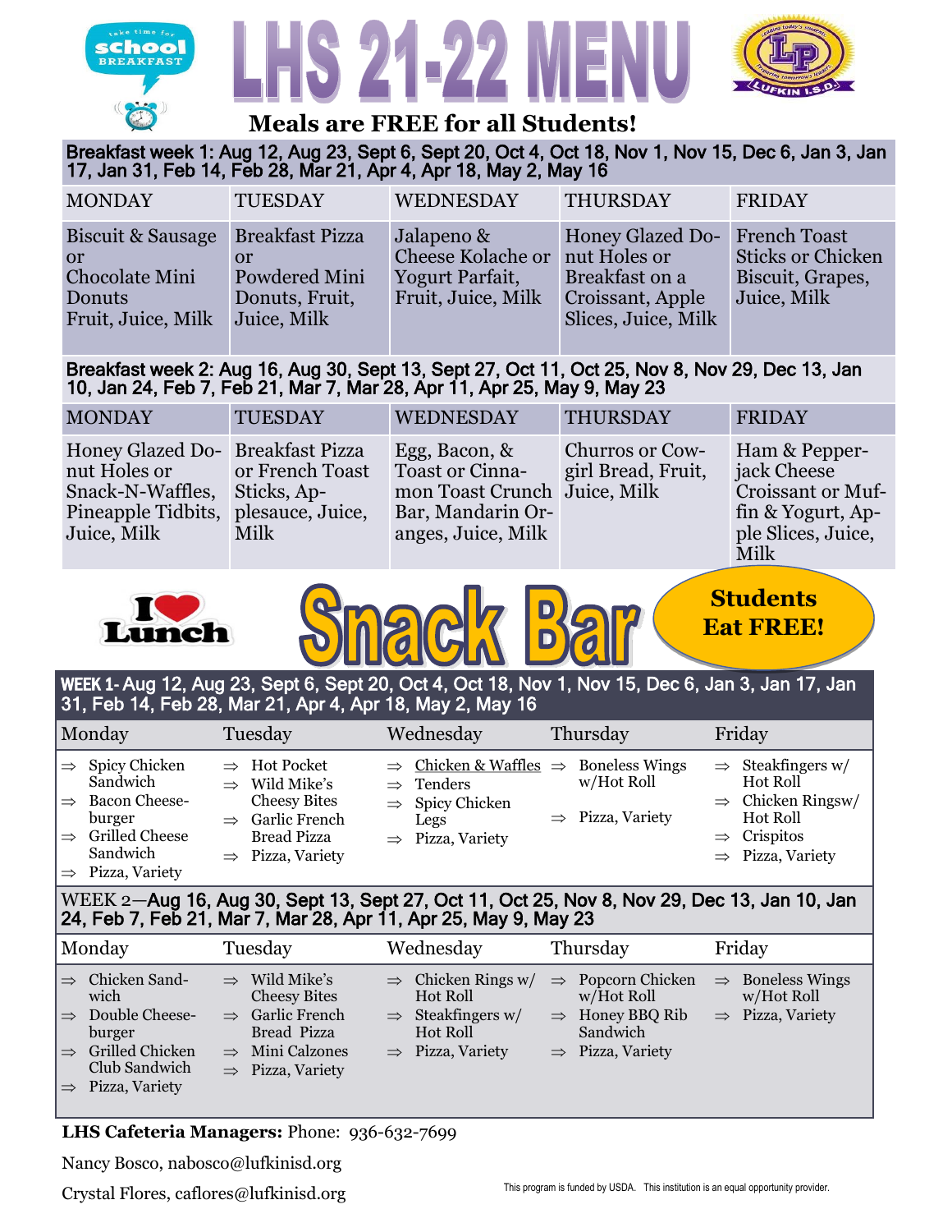take time for **school BREAKFAST**

# LHS 21-22 MENU

Leading today's students · LP · Preparing tomorrow's leaders · LUFKIN I.S.D.

## Meals are FREE for all Students!

**Breakfast week 1: Aug 12, Aug 23, Sept 6, Sept 20, Oct 4, Oct 18, Nov 1, Nov 15, Dec 6, Jan 3, Jan 17, Jan 31, Feb 14, Feb 28, Mar 21, Apr 4, Apr 18, May 2, May 16**

| MONDAY | TUESDAY | WEDNESDAY | THURSDAY | FRIDAY |
|---|---|---|---|---|
| Biscuit & Sausage or Chocolate Mini Donuts Fruit, Juice, Milk | Breakfast Pizza or Powdered Mini Donuts, Fruit, Juice, Milk | Jalapeno & Cheese Kolache or Yogurt Parfait, Fruit, Juice, Milk | Honey Glazed Donut Holes or Breakfast on a Croissant, Apple Slices, Juice, Milk | French Toast Sticks or Chicken Biscuit, Grapes, Juice, Milk |

**Breakfast week 2: Aug 16, Aug 30, Sept 13, Sept 27, Oct 11, Oct 25, Nov 8, Nov 29, Dec 13, Jan 10, Jan 24, Feb 7, Feb 21, Mar 7, Mar 28, Apr 11, Apr 25, May 9, May 23**

| MONDAY | TUESDAY | WEDNESDAY | THURSDAY | FRIDAY |
|---|---|---|---|---|
| Honey Glazed Donut Holes or Snack-N-Waffles, Pineapple Tidbits, Juice, Milk | Breakfast Pizza or French Toast Sticks, Applesauce, Juice, Milk | Egg, Bacon, & Toast or Cinnamon Toast Crunch Bar, Mandarin Oranges, Juice, Milk | Churros or Cowgirl Bread, Fruit, Juice, Milk | Ham & Pepperjack Cheese Croissant or Muffin & Yogurt, Apple Slices, Juice, Milk |

**I ♥ Lunch**

# Snack Bar

**Students Eat FREE!**

**WEEK 1- Aug 12, Aug 23, Sept 6, Sept 20, Oct 4, Oct 18, Nov 1, Nov 15, Dec 6, Jan 3, Jan 17, Jan 31, Feb 14, Feb 28, Mar 21, Apr 4, Apr 18, May 2, May 16**

| Monday | Tuesday | Wednesday | Thursday | Friday |
|---|---|---|---|---|
| ⇒ Spicy Chicken Sandwich<br>⇒ Bacon Cheeseburger<br>⇒ Grilled Cheese Sandwich<br>⇒ Pizza, Variety | ⇒ Hot Pocket<br>⇒ Wild Mike's Cheesy Bites<br>⇒ Garlic French Bread Pizza<br>⇒ Pizza, Variety | ⇒ Chicken & Waffles<br>⇒ Tenders<br>⇒ Spicy Chicken Legs<br>⇒ Pizza, Variety | ⇒ Boneless Wings w/Hot Roll<br>⇒ Pizza, Variety | ⇒ Steakfingers w/ Hot Roll<br>⇒ Chicken Ringsw/ Hot Roll<br>⇒ Crispitos<br>⇒ Pizza, Variety |

**WEEK 2—Aug 16, Aug 30, Sept 13, Sept 27, Oct 11, Oct 25, Nov 8, Nov 29, Dec 13, Jan 10, Jan 24, Feb 7, Feb 21, Mar 7, Mar 28, Apr 11, Apr 25, May 9, May 23**

| Monday | Tuesday | Wednesday | Thursday | Friday |
|---|---|---|---|---|
| ⇒ Chicken Sandwich<br>⇒ Double Cheeseburger<br>⇒ Grilled Chicken Club Sandwich<br>⇒ Pizza, Variety | ⇒ Wild Mike's Cheesy Bites<br>⇒ Garlic French Bread Pizza<br>⇒ Mini Calzones<br>⇒ Pizza, Variety | ⇒ Chicken Rings w/ Hot Roll<br>⇒ Steakfingers w/ Hot Roll<br>⇒ Pizza, Variety | ⇒ Popcorn Chicken w/Hot Roll<br>⇒ Honey BBQ Rib Sandwich<br>⇒ Pizza, Variety | ⇒ Boneless Wings w/Hot Roll<br>⇒ Pizza, Variety |

**LHS Cafeteria Managers:** Phone: 936-632-7699

Nancy Bosco, nabosco@lufkinisd.org

Crystal Flores, caflores@lufkinisd.org

This program is funded by USDA. This institution is an equal opportunity provider.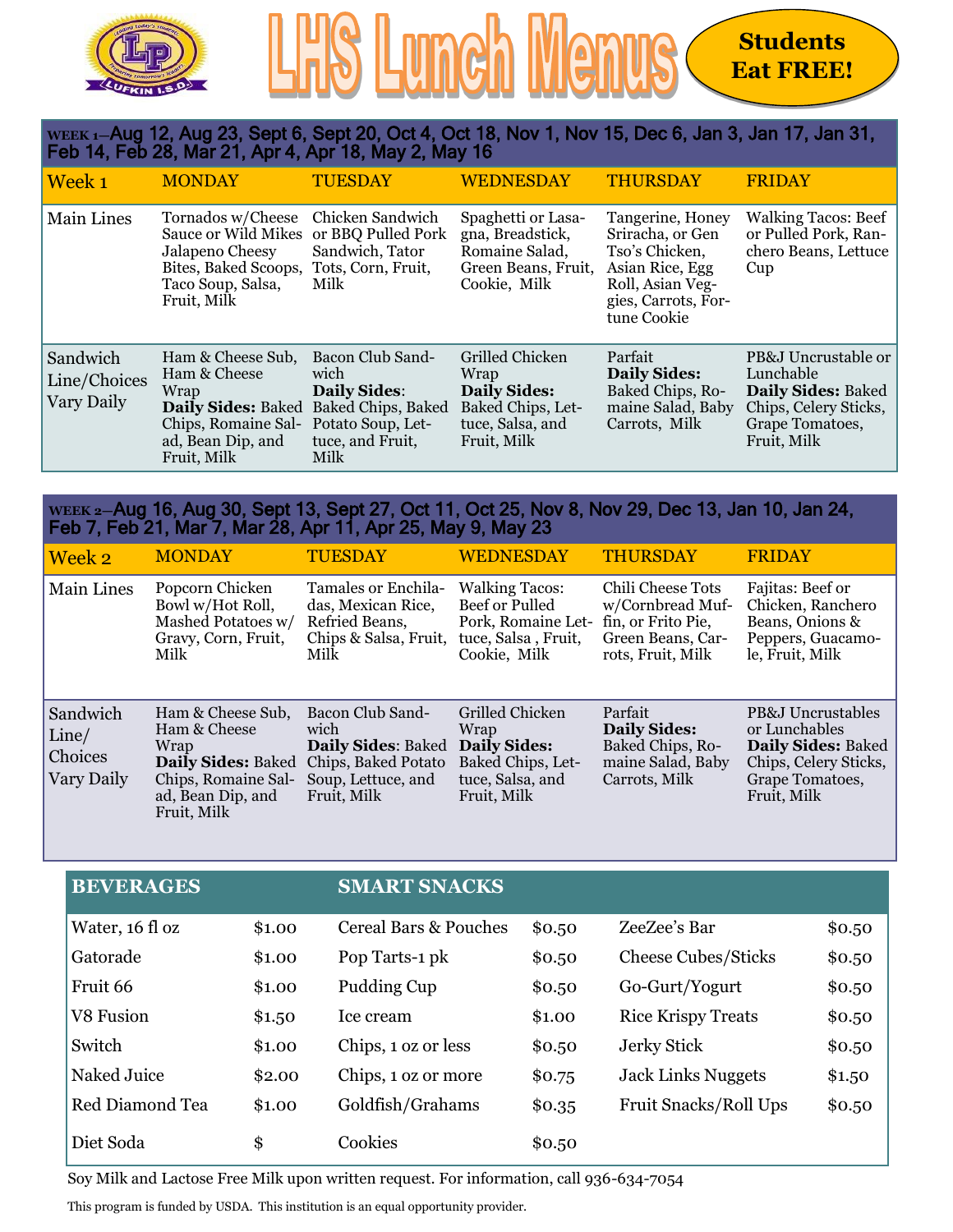# LHS Lunch Menus

**Students Eat FREE!**

**WEEK 1**—Aug 12, Aug 23, Sept 6, Sept 20, Oct 4, Oct 18, Nov 1, Nov 15, Dec 6, Jan 3, Jan 17, Jan 31, Feb 14, Feb 28, Mar 21, Apr 4, Apr 18, May 2, May 16

| Week 1 | MONDAY | TUESDAY | WEDNESDAY | THURSDAY | FRIDAY |
|---|---|---|---|---|---|
| Main Lines | Tornados w/Cheese Sauce or Wild Mikes Jalapeno Cheesy Bites, Baked Scoops, Taco Soup, Salsa, Fruit, Milk | Chicken Sandwich or BBQ Pulled Pork Sandwich, Tator Tots, Corn, Fruit, Milk | Spaghetti or Lasagna, Breadstick, Romaine Salad, Green Beans, Fruit, Cookie, Milk | Tangerine, Honey Sriracha, or Gen Tso's Chicken, Asian Rice, Egg Roll, Asian Veggies, Carrots, Fortune Cookie | Walking Tacos: Beef or Pulled Pork, Ranchero Beans, Lettuce Cup |
| Sandwich Line/Choices Vary Daily | Ham & Cheese Sub, Ham & Cheese Wrap **Daily Sides:** Baked Chips, Romaine Salad, Bean Dip, and Fruit, Milk | Bacon Club Sandwich **Daily Sides**: Baked Chips, Baked Potato Soup, Lettuce, and Fruit, Milk | Grilled Chicken Wrap **Daily Sides:** Baked Chips, Lettuce, Salsa, and Fruit, Milk | Parfait **Daily Sides:** Baked Chips, Romaine Salad, Baby Carrots, Milk | PB&J Uncrustable or Lunchable **Daily Sides:** Baked Chips, Celery Sticks, Grape Tomatoes, Fruit, Milk |

**WEEK 2**—Aug 16, Aug 30, Sept 13, Sept 27, Oct 11, Oct 25, Nov 8, Nov 29, Dec 13, Jan 10, Jan 24, Feb 7, Feb 21, Mar 7, Mar 28, Apr 11, Apr 25, May 9, May 23

| Week 2 | MONDAY | TUESDAY | WEDNESDAY | THURSDAY | FRIDAY |
|---|---|---|---|---|---|
| Main Lines | Popcorn Chicken Bowl w/Hot Roll, Mashed Potatoes w/ Gravy, Corn, Fruit, Milk | Tamales or Enchiladas, Mexican Rice, Refried Beans, Chips & Salsa, Fruit, Milk | Walking Tacos: Beef or Pulled Pork, Romaine Lettuce, Salsa , Fruit, Cookie, Milk | Chili Cheese Tots w/Cornbread Muffin, or Frito Pie, Green Beans, Carrots, Fruit, Milk | Fajitas: Beef or Chicken, Ranchero Beans, Onions & Peppers, Guacamole, Fruit, Milk |
| Sandwich Line/ Choices Vary Daily | Ham & Cheese Sub, Ham & Cheese Wrap **Daily Sides:** Baked Chips, Romaine Salad, Bean Dip, and Fruit, Milk | Bacon Club Sandwich **Daily Sides**: Baked Chips, Baked Potato Soup, Lettuce, and Fruit, Milk | Grilled Chicken Wrap **Daily Sides:** Baked Chips, Lettuce, Salsa, and Fruit, Milk | Parfait **Daily Sides:** Baked Chips, Romaine Salad, Baby Carrots, Milk | PB&J Uncrustables or Lunchables **Daily Sides:** Baked Chips, Celery Sticks, Grape Tomatoes, Fruit, Milk |

| BEVERAGES | | SMART SNACKS | | | |
|---|---|---|---|---|---|
| Water, 16 fl oz | $1.00 | Cereal Bars & Pouches | $0.50 | ZeeZee's Bar | $0.50 |
| Gatorade | $1.00 | Pop Tarts-1 pk | $0.50 | Cheese Cubes/Sticks | $0.50 |
| Fruit 66 | $1.00 | Pudding Cup | $0.50 | Go-Gurt/Yogurt | $0.50 |
| V8 Fusion | $1.50 | Ice cream | $1.00 | Rice Krispy Treats | $0.50 |
| Switch | $1.00 | Chips, 1 oz or less | $0.50 | Jerky Stick | $0.50 |
| Naked Juice | $2.00 | Chips, 1 oz or more | $0.75 | Jack Links Nuggets | $1.50 |
| Red Diamond Tea | $1.00 | Goldfish/Grahams | $0.35 | Fruit Snacks/Roll Ups | $0.50 |
| Diet Soda | $ | Cookies | $0.50 | | |

Soy Milk and Lactose Free Milk upon written request. For information, call 936-634-7054

This program is funded by USDA. This institution is an equal opportunity provider.